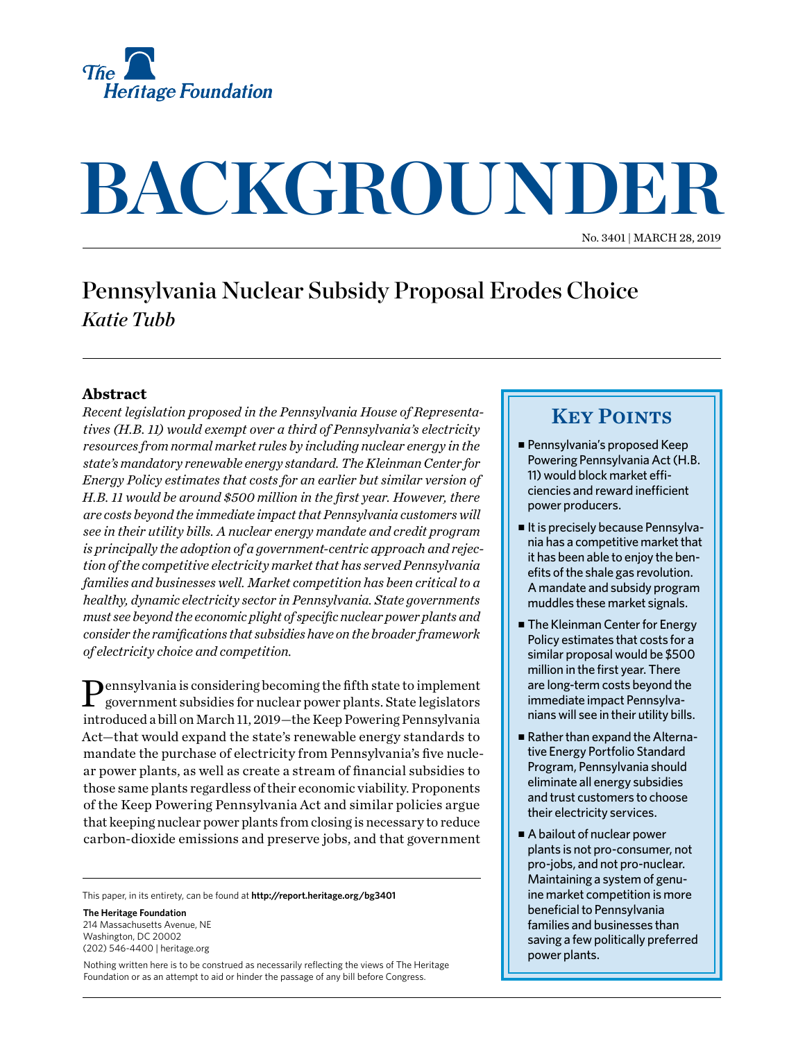The Heritage Foundation

# BACKGROUNDER

No. 3401 | MARCH 28, 2019

## Pennsylvania Nuclear Subsidy Proposal Erodes Choice

*Katie Tubb*

### Abstract

*Recent legislation proposed in the Pennsylvania House of Representatives (H.B. 11) would exempt over a third of Pennsylvania's electricity resources from normal market rules by including nuclear energy in the state's mandatory renewable energy standard. The Kleinman Center for Energy Policy estimates that costs for an earlier but similar version of H.B. 11 would be around $500 million in the first year. However, there are costs beyond the immediate impact that Pennsylvania customers will see in their utility bills. A nuclear energy mandate and credit program is principally the adoption of a government-centric approach and rejection of the competitive electricity market that has served Pennsylvania families and businesses well. Market competition has been critical to a healthy, dynamic electricity sector in Pennsylvania. State governments must see beyond the economic plight of specific nuclear power plants and consider the ramifications that subsidies have on the broader framework of electricity choice and competition.*

### Key Points

- Pennsylvania's proposed Keep Powering Pennsylvania Act (H.B. 11) would block market efficiencies and reward inefficient power producers.
- It is precisely because Pennsylvania has a competitive market that it has been able to enjoy the benefits of the shale gas revolution. A mandate and subsidy program muddles these market signals.
- The Kleinman Center for Energy Policy estimates that costs for a similar proposal would be $500 million in the first year. There are long-term costs beyond the immediate impact Pennsylvanians will see in their utility bills.
- Rather than expand the Alternative Energy Portfolio Standard Program, Pennsylvania should eliminate all energy subsidies and trust customers to choose their electricity services.
- A bailout of nuclear power plants is not pro-consumer, not pro-jobs, and not pro-nuclear. Maintaining a system of genuine market competition is more beneficial to Pennsylvania families and businesses than saving a few politically preferred power plants.

Pennsylvania is considering becoming the fifth state to implement government subsidies for nuclear power plants. State legislators introduced a bill on March 11, 2019—the Keep Powering Pennsylvania Act—that would expand the state's renewable energy standards to mandate the purchase of electricity from Pennsylvania's five nuclear power plants, as well as create a stream of financial subsidies to those same plants regardless of their economic viability. Proponents of the Keep Powering Pennsylvania Act and similar policies argue that keeping nuclear power plants from closing is necessary to reduce carbon-dioxide emissions and preserve jobs, and that government

This paper, in its entirety, can be found at **http://report.heritage.org/bg3401**

**The Heritage Foundation**
214 Massachusetts Avenue, NE
Washington, DC 20002
(202) 546-4400 | heritage.org

Nothing written here is to be construed as necessarily reflecting the views of The Heritage Foundation or as an attempt to aid or hinder the passage of any bill before Congress.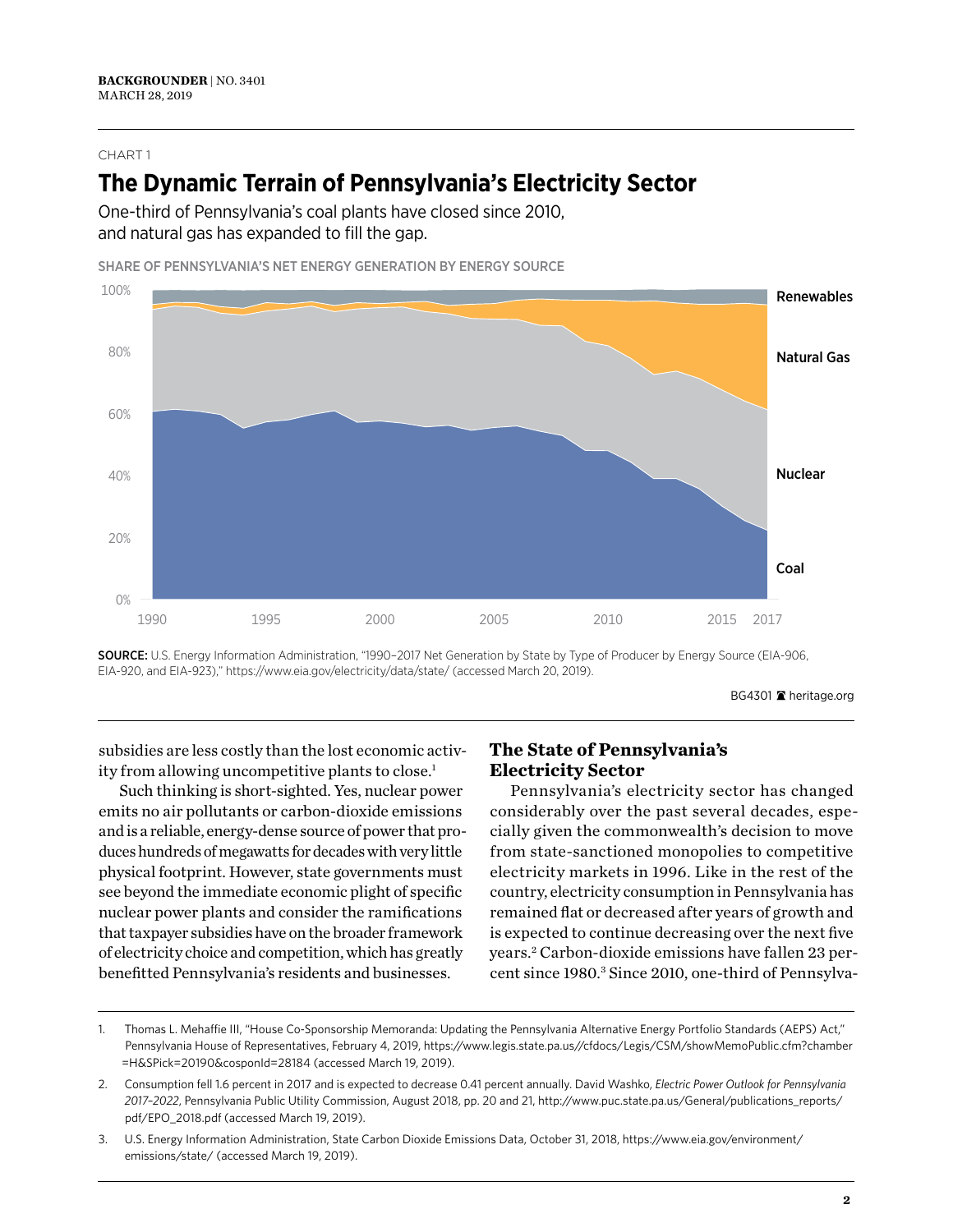CHART 1

## The Dynamic Terrain of Pennsylvania's Electricity Sector

One-third of Pennsylvania's coal plants have closed since 2010, and natural gas has expanded to fill the gap.

SHARE OF PENNSYLVANIA'S NET ENERGY GENERATION BY ENERGY SOURCE

**SOURCE:** U.S. Energy Information Administration, "1990–2017 Net Generation by State by Type of Producer by Energy Source (EIA-906, EIA-920, and EIA-923)," https://www.eia.gov/electricity/data/state/ (accessed March 20, 2019).

BG4301 heritage.org

subsidies are less costly than the lost economic activity from allowing uncompetitive plants to close.[1]

Such thinking is short-sighted. Yes, nuclear power emits no air pollutants or carbon-dioxide emissions and is a reliable, energy-dense source of power that produces hundreds of megawatts for decades with very little physical footprint. However, state governments must see beyond the immediate economic plight of specific nuclear power plants and consider the ramifications that taxpayer subsidies have on the broader framework of electricity choice and competition, which has greatly benefitted Pennsylvania's residents and businesses.

### The State of Pennsylvania's Electricity Sector

Pennsylvania's electricity sector has changed considerably over the past several decades, especially given the commonwealth's decision to move from state-sanctioned monopolies to competitive electricity markets in 1996. Like in the rest of the country, electricity consumption in Pennsylvania has remained flat or decreased after years of growth and is expected to continue decreasing over the next five years.[2] Carbon-dioxide emissions have fallen 23 percent since 1980.[3] Since 2010, one-third of Pennsylva-

1. Thomas L. Mehaffie III, "House Co-Sponsorship Memoranda: Updating the Pennsylvania Alternative Energy Portfolio Standards (AEPS) Act," Pennsylvania House of Representatives, February 4, 2019, https://www.legis.state.pa.us//cfdocs/Legis/CSM/showMemoPublic.cfm?chamber=H&SPick=20190&cosponId=28184 (accessed March 19, 2019).

2. Consumption fell 1.6 percent in 2017 and is expected to decrease 0.41 percent annually. David Washko, *Electric Power Outlook for Pennsylvania 2017–2022*, Pennsylvania Public Utility Commission, August 2018, pp. 20 and 21, http://www.puc.state.pa.us/General/publications_reports/pdf/EPO_2018.pdf (accessed March 19, 2019).

3. U.S. Energy Information Administration, State Carbon Dioxide Emissions Data, October 31, 2018, https://www.eia.gov/environment/emissions/state/ (accessed March 19, 2019).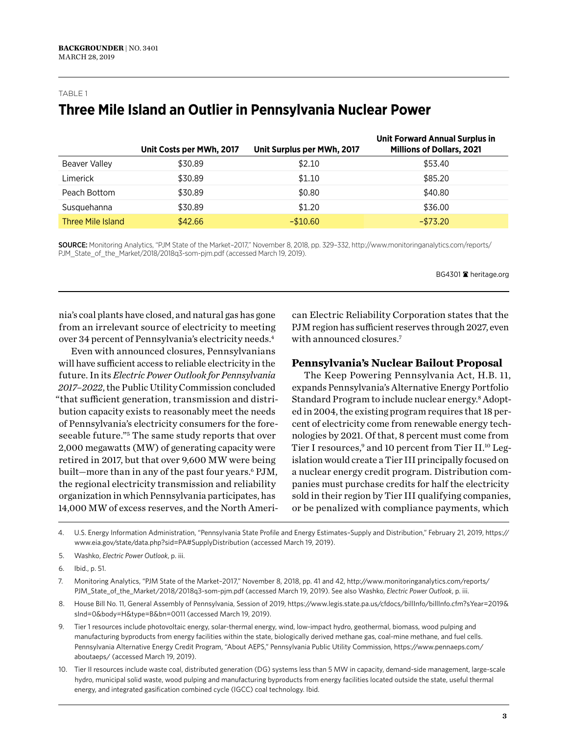TABLE 1

## Three Mile Island an Outlier in Pennsylvania Nuclear Power

| | Unit Costs per MWh, 2017 | Unit Surplus per MWh, 2017 | Unit Forward Annual Surplus in Millions of Dollars, 2021 |
|---|---|---|---|
| Beaver Valley | $30.89 | $2.10 | $53.40 |
| Limerick | $30.89 | $1.10 | $85.20 |
| Peach Bottom | $30.89 | $0.80 | $40.80 |
| Susquehanna | $30.89 | $1.20 | $36.00 |
| Three Mile Island | $42.66 | –$10.60 | –$73.20 |

**SOURCE:** Monitoring Analytics, "PJM State of the Market–2017," November 8, 2018, pp. 329–332, http://www.monitoringanalytics.com/reports/PJM_State_of_the_Market/2018/2018q3-som-pjm.pdf (accessed March 19, 2019).

BG4301 heritage.org

nia's coal plants have closed, and natural gas has gone from an irrelevant source of electricity to meeting over 34 percent of Pennsylvania's electricity needs.[4]

Even with announced closures, Pennsylvanians will have sufficient access to reliable electricity in the future. In its *Electric Power Outlook for Pennsylvania 2017–2022*, the Public Utility Commission concluded "that sufficient generation, transmission and distribution capacity exists to reasonably meet the needs of Pennsylvania's electricity consumers for the foreseeable future."[5] The same study reports that over 2,000 megawatts (MW) of generating capacity were retired in 2017, but that over 9,600 MW were being built—more than in any of the past four years.[6] PJM, the regional electricity transmission and reliability organization in which Pennsylvania participates, has 14,000 MW of excess reserves, and the North American Electric Reliability Corporation states that the PJM region has sufficient reserves through 2027, even with announced closures.[7]

### Pennsylvania's Nuclear Bailout Proposal

The Keep Powering Pennsylvania Act, H.B. 11, expands Pennsylvania's Alternative Energy Portfolio Standard Program to include nuclear energy.[8] Adopted in 2004, the existing program requires that 18 percent of electricity come from renewable energy technologies by 2021. Of that, 8 percent must come from Tier I resources,[9] and 10 percent from Tier II.[10] Legislation would create a Tier III principally focused on a nuclear energy credit program. Distribution companies must purchase credits for half the electricity sold in their region by Tier III qualifying companies, or be penalized with compliance payments, which

4. U.S. Energy Information Administration, "Pennsylvania State Profile and Energy Estimates–Supply and Distribution," February 21, 2019, https://www.eia.gov/state/data.php?sid=PA#SupplyDistribution (accessed March 19, 2019).

5. Washko, *Electric Power Outlook*, p. iii.

6. Ibid., p. 51.

7. Monitoring Analytics, "PJM State of the Market–2017," November 8, 2018, pp. 41 and 42, http://www.monitoringanalytics.com/reports/PJM_State_of_the_Market/2018/2018q3-som-pjm.pdf (accessed March 19, 2019). See also Washko, *Electric Power Outlook*, p. iii.

8. House Bill No. 11, General Assembly of Pennsylvania, Session of 2019, https://www.legis.state.pa.us/cfdocs/billInfo/billInfo.cfm?sYear=2019&sInd=0&body=H&type=B&bn=0011 (accessed March 19, 2019).

9. Tier 1 resources include photovoltaic energy, solar-thermal energy, wind, low-impact hydro, geothermal, biomass, wood pulping and manufacturing byproducts from energy facilities within the state, biologically derived methane gas, coal-mine methane, and fuel cells. Pennsylvania Alternative Energy Credit Program, "About AEPS," Pennsylvania Public Utility Commission, https://www.pennaeps.com/aboutaeps/ (accessed March 19, 2019).

10. Tier II resources include waste coal, distributed generation (DG) systems less than 5 MW in capacity, demand-side management, large-scale hydro, municipal solid waste, wood pulping and manufacturing byproducts from energy facilities located outside the state, useful thermal energy, and integrated gasification combined cycle (IGCC) coal technology. Ibid.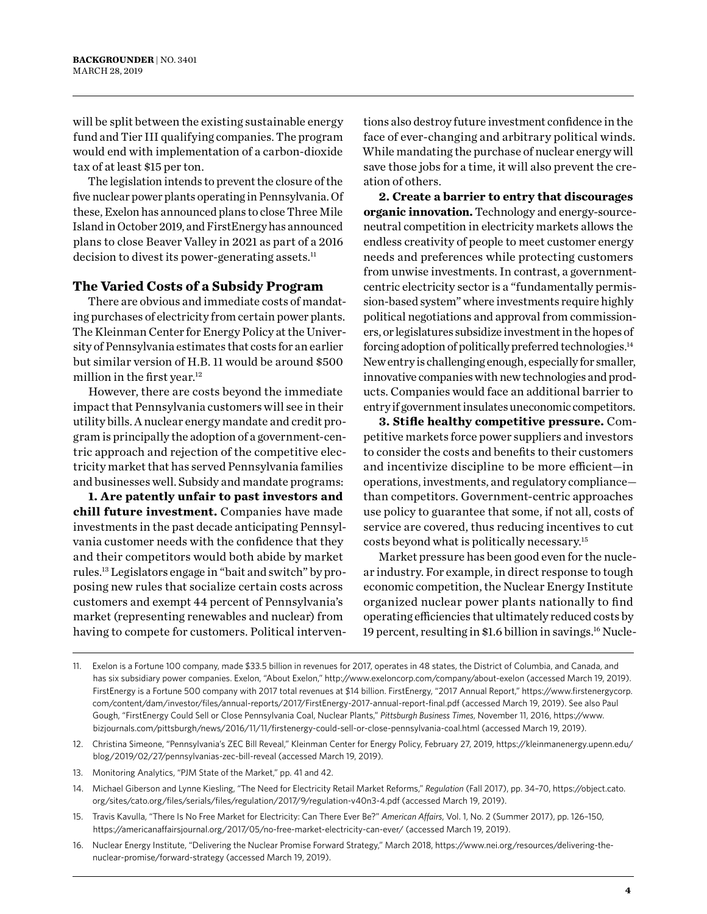will be split between the existing sustainable energy fund and Tier III qualifying companies. The program would end with implementation of a carbon-dioxide tax of at least $15 per ton.

The legislation intends to prevent the closure of the five nuclear power plants operating in Pennsylvania. Of these, Exelon has announced plans to close Three Mile Island in October 2019, and FirstEnergy has announced plans to close Beaver Valley in 2021 as part of a 2016 decision to divest its power-generating assets.[11]

## The Varied Costs of a Subsidy Program

There are obvious and immediate costs of mandating purchases of electricity from certain power plants. The Kleinman Center for Energy Policy at the University of Pennsylvania estimates that costs for an earlier but similar version of H.B. 11 would be around $500 million in the first year.[12]

However, there are costs beyond the immediate impact that Pennsylvania customers will see in their utility bills. A nuclear energy mandate and credit program is principally the adoption of a government-centric approach and rejection of the competitive electricity market that has served Pennsylvania families and businesses well. Subsidy and mandate programs:

**1. Are patently unfair to past investors and chill future investment.** Companies have made investments in the past decade anticipating Pennsylvania customer needs with the confidence that they and their competitors would both abide by market rules.[13] Legislators engage in "bait and switch" by proposing new rules that socialize certain costs across customers and exempt 44 percent of Pennsylvania's market (representing renewables and nuclear) from having to compete for customers. Political interventions also destroy future investment confidence in the face of ever-changing and arbitrary political winds. While mandating the purchase of nuclear energy will save those jobs for a time, it will also prevent the creation of others.

**2. Create a barrier to entry that discourages organic innovation.** Technology and energy-source-neutral competition in electricity markets allows the endless creativity of people to meet customer energy needs and preferences while protecting customers from unwise investments. In contrast, a government-centric electricity sector is a "fundamentally permission-based system" where investments require highly political negotiations and approval from commissioners, or legislatures subsidize investment in the hopes of forcing adoption of politically preferred technologies.[14] New entry is challenging enough, especially for smaller, innovative companies with new technologies and products. Companies would face an additional barrier to entry if government insulates uneconomic competitors.

**3. Stifle healthy competitive pressure.** Competitive markets force power suppliers and investors to consider the costs and benefits to their customers and incentivize discipline to be more efficient—in operations, investments, and regulatory compliance—than competitors. Government-centric approaches use policy to guarantee that some, if not all, costs of service are covered, thus reducing incentives to cut costs beyond what is politically necessary.[15]

Market pressure has been good even for the nuclear industry. For example, in direct response to tough economic competition, the Nuclear Energy Institute organized nuclear power plants nationally to find operating efficiencies that ultimately reduced costs by 19 percent, resulting in $1.6 billion in savings.[16] Nucle-

11. Exelon is a Fortune 100 company, made $33.5 billion in revenues for 2017, operates in 48 states, the District of Columbia, and Canada, and has six subsidiary power companies. Exelon, "About Exelon," http://www.exeloncorp.com/company/about-exelon (accessed March 19, 2019). FirstEnergy is a Fortune 500 company with 2017 total revenues at $14 billion. FirstEnergy, "2017 Annual Report," https://www.firstenergycorp.com/content/dam/investor/files/annual-reports/2017/FirstEnergy-2017-annual-report-final.pdf (accessed March 19, 2019). See also Paul Gough, "FirstEnergy Could Sell or Close Pennsylvania Coal, Nuclear Plants," *Pittsburgh Business Times*, November 11, 2016, https://www.bizjournals.com/pittsburgh/news/2016/11/11/firstenergy-could-sell-or-close-pennsylvania-coal.html (accessed March 19, 2019).

12. Christina Simeone, "Pennsylvania's ZEC Bill Reveal," Kleinman Center for Energy Policy, February 27, 2019, https://kleinmanenergy.upenn.edu/blog/2019/02/27/pennsylvanias-zec-bill-reveal (accessed March 19, 2019).

13. Monitoring Analytics, "PJM State of the Market," pp. 41 and 42.

14. Michael Giberson and Lynne Kiesling, "The Need for Electricity Retail Market Reforms," *Regulation* (Fall 2017), pp. 34–70, https://object.cato.org/sites/cato.org/files/serials/files/regulation/2017/9/regulation-v40n3-4.pdf (accessed March 19, 2019).

15. Travis Kavulla, "There Is No Free Market for Electricity: Can There Ever Be?" *American Affairs*, Vol. 1, No. 2 (Summer 2017), pp. 126–150, https://americanaffairsjournal.org/2017/05/no-free-market-electricity-can-ever/ (accessed March 19, 2019).

16. Nuclear Energy Institute, "Delivering the Nuclear Promise Forward Strategy," March 2018, https://www.nei.org/resources/delivering-the-nuclear-promise/forward-strategy (accessed March 19, 2019).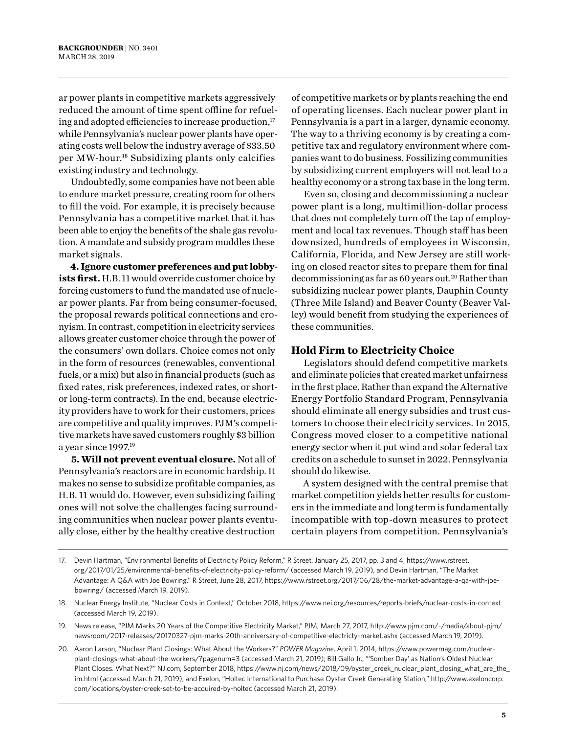ar power plants in competitive markets aggressively reduced the amount of time spent offline for refueling and adopted efficiencies to increase production,[17] while Pennsylvania's nuclear power plants have operating costs well below the industry average of $33.50 per MW-hour.[18] Subsidizing plants only calcifies existing industry and technology.

Undoubtedly, some companies have not been able to endure market pressure, creating room for others to fill the void. For example, it is precisely because Pennsylvania has a competitive market that it has been able to enjoy the benefits of the shale gas revolution. A mandate and subsidy program muddles these market signals.

**4. Ignore customer preferences and put lobbyists first.** H.B. 11 would override customer choice by forcing customers to fund the mandated use of nuclear power plants. Far from being consumer-focused, the proposal rewards political connections and cronyism. In contrast, competition in electricity services allows greater customer choice through the power of the consumers' own dollars. Choice comes not only in the form of resources (renewables, conventional fuels, or a mix) but also in financial products (such as fixed rates, risk preferences, indexed rates, or short- or long-term contracts). In the end, because electricity providers have to work for their customers, prices are competitive and quality improves. PJM's competitive markets have saved customers roughly $3 billion a year since 1997.[19]

**5. Will not prevent eventual closure.** Not all of Pennsylvania's reactors are in economic hardship. It makes no sense to subsidize profitable companies, as H.B. 11 would do. However, even subsidizing failing ones will not solve the challenges facing surrounding communities when nuclear power plants eventually close, either by the healthy creative destruction of competitive markets or by plants reaching the end of operating licenses. Each nuclear power plant in Pennsylvania is a part in a larger, dynamic economy. The way to a thriving economy is by creating a competitive tax and regulatory environment where companies want to do business. Fossilizing communities by subsidizing current employers will not lead to a healthy economy or a strong tax base in the long term.

Even so, closing and decommissioning a nuclear power plant is a long, multimillion-dollar process that does not completely turn off the tap of employment and local tax revenues. Though staff has been downsized, hundreds of employees in Wisconsin, California, Florida, and New Jersey are still working on closed reactor sites to prepare them for final decommissioning as far as 60 years out.[20] Rather than subsidizing nuclear power plants, Dauphin County (Three Mile Island) and Beaver County (Beaver Valley) would benefit from studying the experiences of these communities.

## Hold Firm to Electricity Choice

Legislators should defend competitive markets and eliminate policies that created market unfairness in the first place. Rather than expand the Alternative Energy Portfolio Standard Program, Pennsylvania should eliminate all energy subsidies and trust customers to choose their electricity services. In 2015, Congress moved closer to a competitive national energy sector when it put wind and solar federal tax credits on a schedule to sunset in 2022. Pennsylvania should do likewise.

A system designed with the central premise that market competition yields better results for customers in the immediate and long term is fundamentally incompatible with top-down measures to protect certain players from competition. Pennsylvania's

---

17. Devin Hartman, "Environmental Benefits of Electricity Policy Reform," R Street, January 25, 2017, pp. 3 and 4, https://www.rstreet.org/2017/01/25/environmental-benefits-of-electricity-policy-reform/ (accessed March 19, 2019), and Devin Hartman, "The Market Advantage: A Q&A with Joe Bowring," R Street, June 28, 2017, https://www.rstreet.org/2017/06/28/the-market-advantage-a-qa-with-joe-bowring/ (accessed March 19, 2019).

18. Nuclear Energy Institute, "Nuclear Costs in Context," October 2018, https://www.nei.org/resources/reports-briefs/nuclear-costs-in-context (accessed March 19, 2019).

19. News release, "PJM Marks 20 Years of the Competitive Electricity Market," PJM, March 27, 2017, http://www.pjm.com/-/media/about-pjm/newsroom/2017-releases/20170327-pjm-marks-20th-anniversary-of-competitive-electricty-market.ashx (accessed March 19, 2019).

20. Aaron Larson, "Nuclear Plant Closings: What About the Workers?" *POWER Magazine*, April 1, 2014, https://www.powermag.com/nuclear-plant-closings-what-about-the-workers/?pagenum=3 (accessed March 21, 2019); Bill Gallo Jr., "'Somber Day' as Nation's Oldest Nuclear Plant Closes. What Next?" NJ.com, September 2018, https://www.nj.com/news/2018/09/oyster_creek_nuclear_plant_closing_what_are_the_im.html (accessed March 21, 2019); and Exelon, "Holtec International to Purchase Oyster Creek Generating Station," http://www.exeloncorp.com/locations/oyster-creek-set-to-be-acquired-by-holtec (accessed March 21, 2019).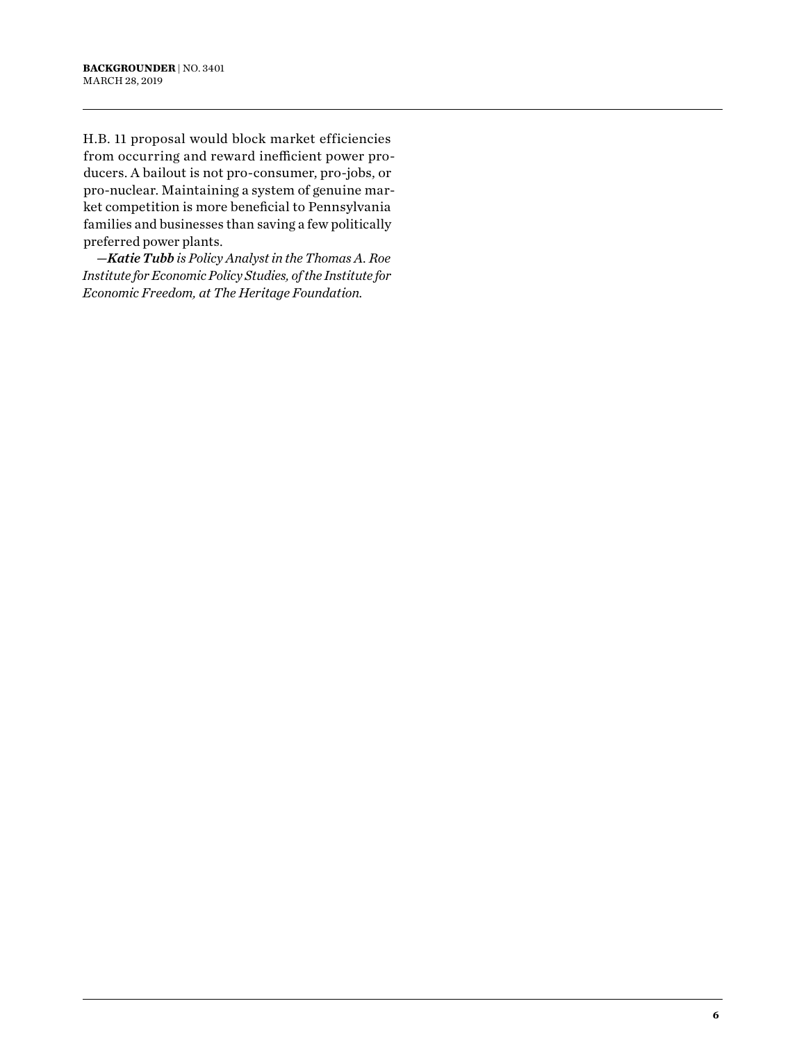H.B. 11 proposal would block market efficiencies from occurring and reward inefficient power producers. A bailout is not pro-consumer, pro-jobs, or pro-nuclear. Maintaining a system of genuine market competition is more beneficial to Pennsylvania families and businesses than saving a few politically preferred power plants.

—***Katie Tubb*** *is Policy Analyst in the Thomas A. Roe Institute for Economic Policy Studies, of the Institute for Economic Freedom, at The Heritage Foundation.*